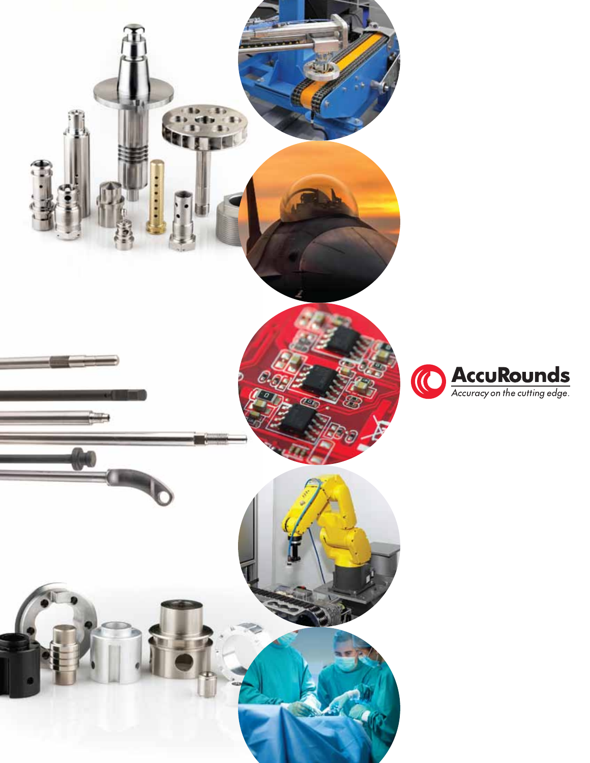**AccuRounds**

*Accuracy on the cutting edge.*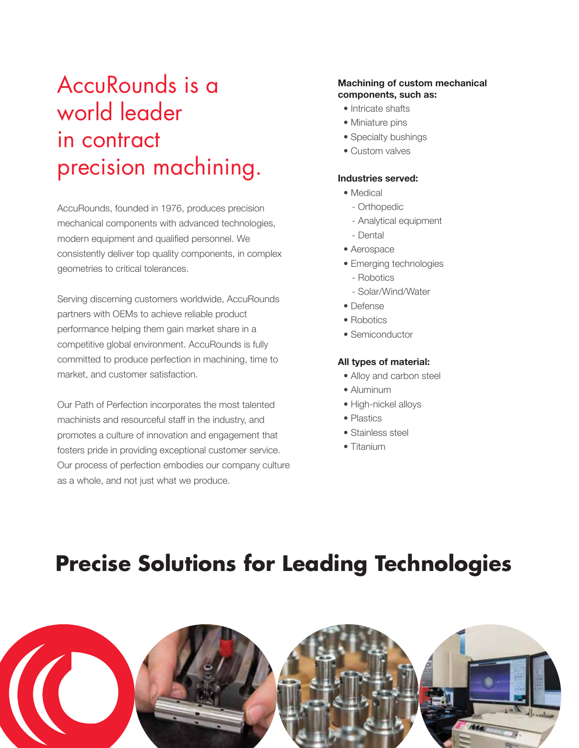# AccuRounds is a world leader in contract precision machining.

AccuRounds, founded in 1976, produces precision mechanical components with advanced technologies, modern equipment and qualified personnel. We consistently deliver top quality components, in complex geometries to critical tolerances.

Serving discerning customers worldwide, AccuRounds partners with OEMs to achieve reliable product performance helping them gain market share in a competitive global environment. AccuRounds is fully committed to produce perfection in machining, time to market, and customer satisfaction.

Our Path of Perfection incorporates the most talented machinists and resourceful staff in the industry, and promotes a culture of innovation and engagement that fosters pride in providing exceptional customer service. Our process of perfection embodies our company culture as a whole, and not just what we produce.

**Machining of custom mechanical components, such as:**

- Intricate shafts
- Miniature pins
- Specialty bushings
- Custom valves

**Industries served:**

- Medical
  - Orthopedic
  - Analytical equipment
  - Dental
- Aerospace
- Emerging technologies
  - Robotics
  - Solar/Wind/Water
- Defense
- Robotics
- Semiconductor

**All types of material:**

- Alloy and carbon steel
- Aluminum
- High-nickel alloys
- Plastics
- Stainless steel
- Titanium

## Precise Solutions for Leading Technologies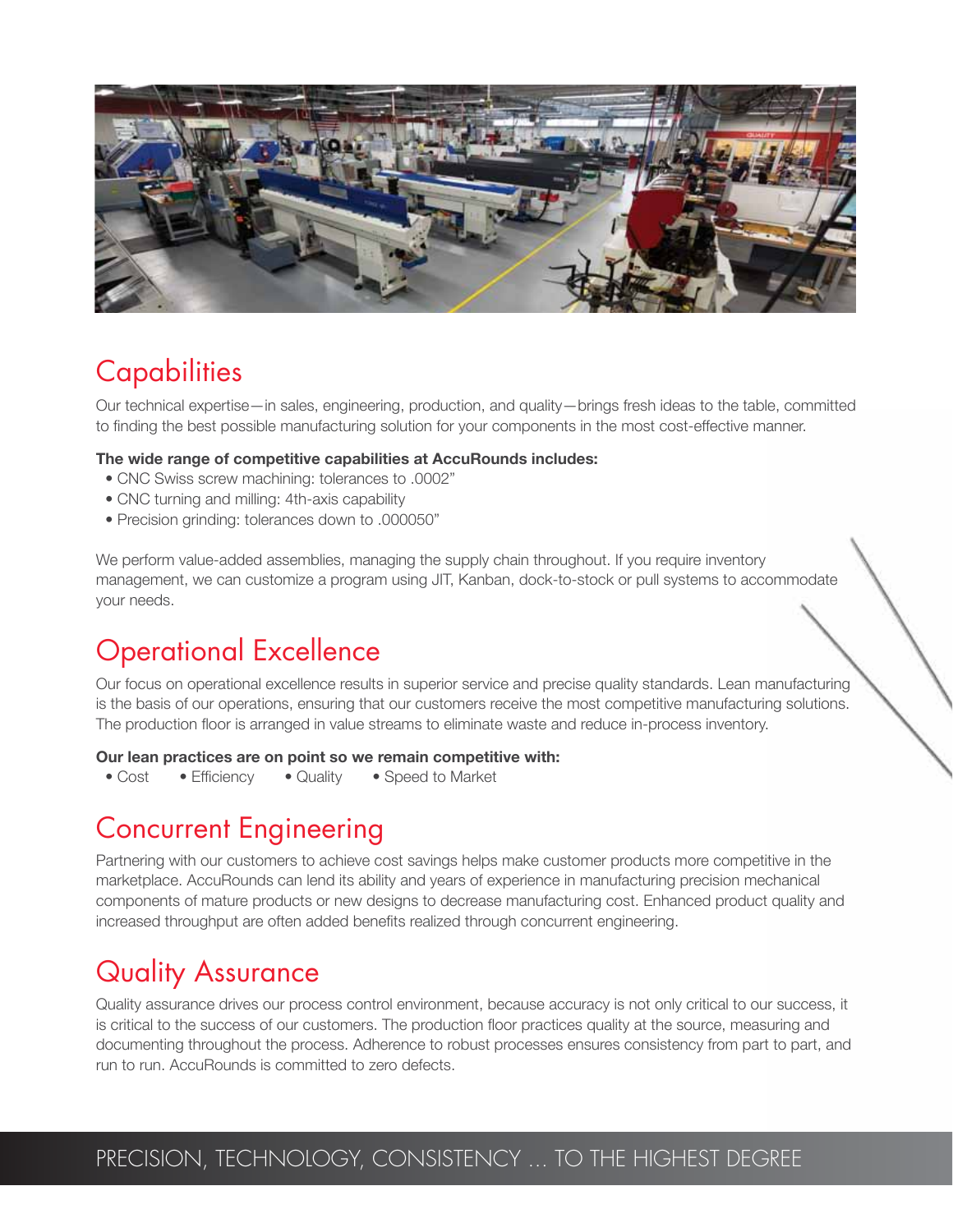## Capabilities

Our technical expertise—in sales, engineering, production, and quality—brings fresh ideas to the table, committed to finding the best possible manufacturing solution for your components in the most cost-effective manner.

**The wide range of competitive capabilities at AccuRounds includes:**

- CNC Swiss screw machining: tolerances to .0002"
- CNC turning and milling: 4th-axis capability
- Precision grinding: tolerances down to .000050"

We perform value-added assemblies, managing the supply chain throughout. If you require inventory management, we can customize a program using JIT, Kanban, dock-to-stock or pull systems to accommodate your needs.

## Operational Excellence

Our focus on operational excellence results in superior service and precise quality standards. Lean manufacturing is the basis of our operations, ensuring that our customers receive the most competitive manufacturing solutions. The production floor is arranged in value streams to eliminate waste and reduce in-process inventory.

**Our lean practices are on point so we remain competitive with:**

- Cost
- Efficiency
- Quality
- Speed to Market

## Concurrent Engineering

Partnering with our customers to achieve cost savings helps make customer products more competitive in the marketplace. AccuRounds can lend its ability and years of experience in manufacturing precision mechanical components of mature products or new designs to decrease manufacturing cost. Enhanced product quality and increased throughput are often added benefits realized through concurrent engineering.

## Quality Assurance

Quality assurance drives our process control environment, because accuracy is not only critical to our success, it is critical to the success of our customers. The production floor practices quality at the source, measuring and documenting throughout the process. Adherence to robust processes ensures consistency from part to part, and run to run. AccuRounds is committed to zero defects.

PRECISION, TECHNOLOGY, CONSISTENCY ... TO THE HIGHEST DEGREE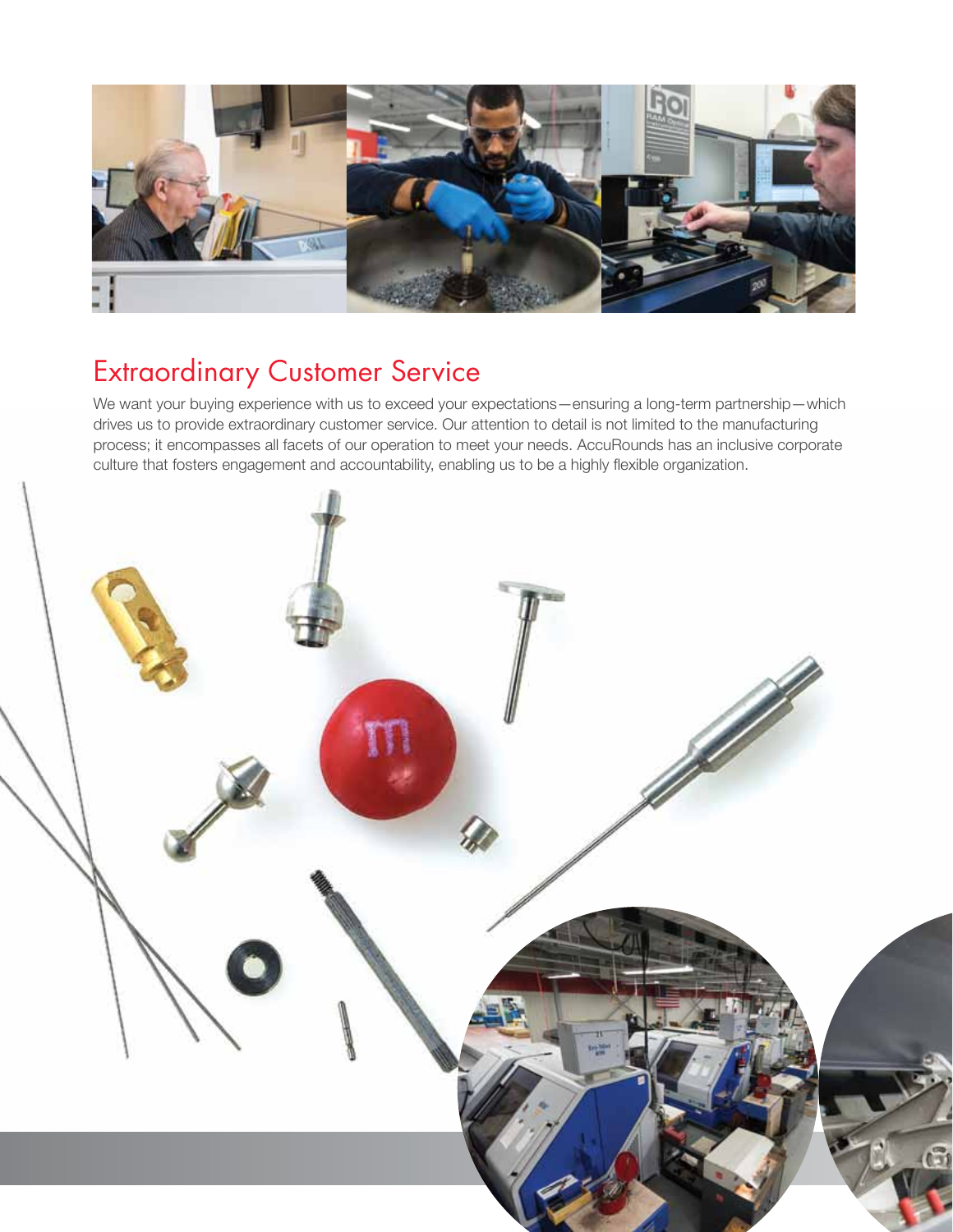## Extraordinary Customer Service

We want your buying experience with us to exceed your expectations—ensuring a long-term partnership—which drives us to provide extraordinary customer service. Our attention to detail is not limited to the manufacturing process; it encompasses all facets of our operation to meet your needs. AccuRounds has an inclusive corporate culture that fosters engagement and accountability, enabling us to be a highly flexible organization.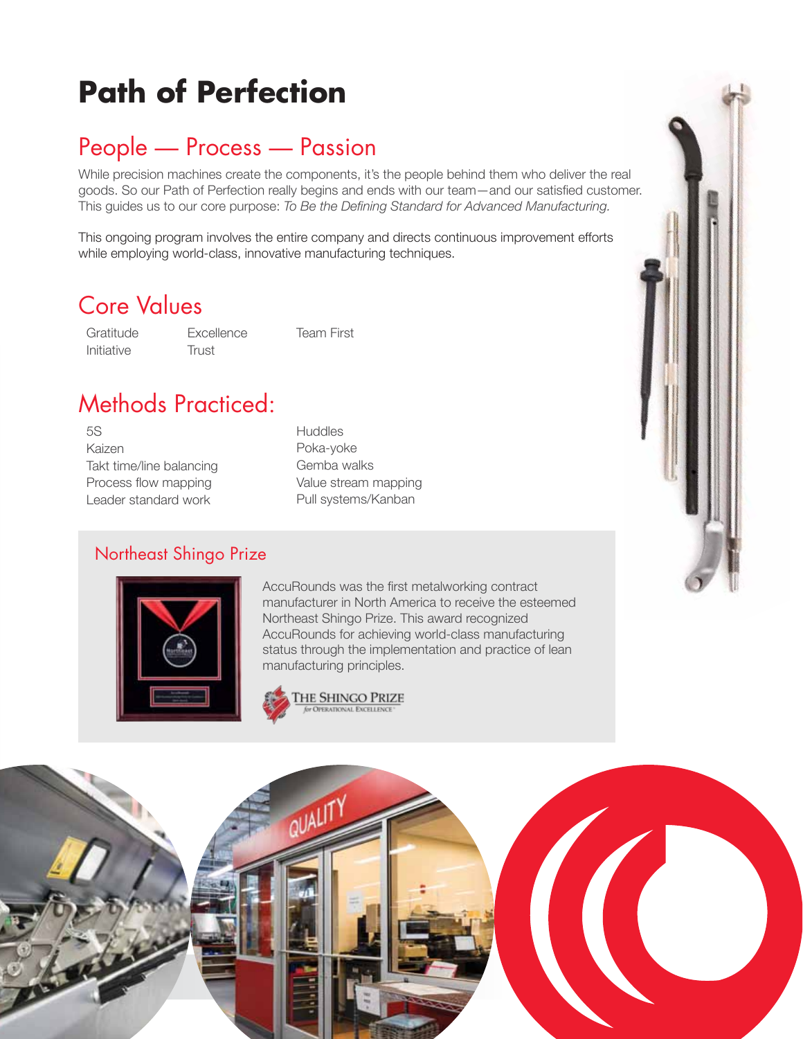# Path of Perfection

## People — Process — Passion

While precision machines create the components, it's the people behind them who deliver the real goods. So our Path of Perfection really begins and ends with our team—and our satisfied customer. This guides us to our core purpose: *To Be the Defining Standard for Advanced Manufacturing.*

This ongoing program involves the entire company and directs continuous improvement efforts while employing world-class, innovative manufacturing techniques.

## Core Values

- Gratitude
- Initiative
- Excellence
- Trust
- Team First

## Methods Practiced:

- 5S
- Kaizen
- Takt time/line balancing
- Process flow mapping
- Leader standard work
- Huddles
- Poka-yoke
- Gemba walks
- Value stream mapping
- Pull systems/Kanban

### Northeast Shingo Prize

AccuRounds was the first metalworking contract manufacturer in North America to receive the esteemed Northeast Shingo Prize. This award recognized AccuRounds for achieving world-class manufacturing status through the implementation and practice of lean manufacturing principles.

The Shingo Prize for Operational Excellence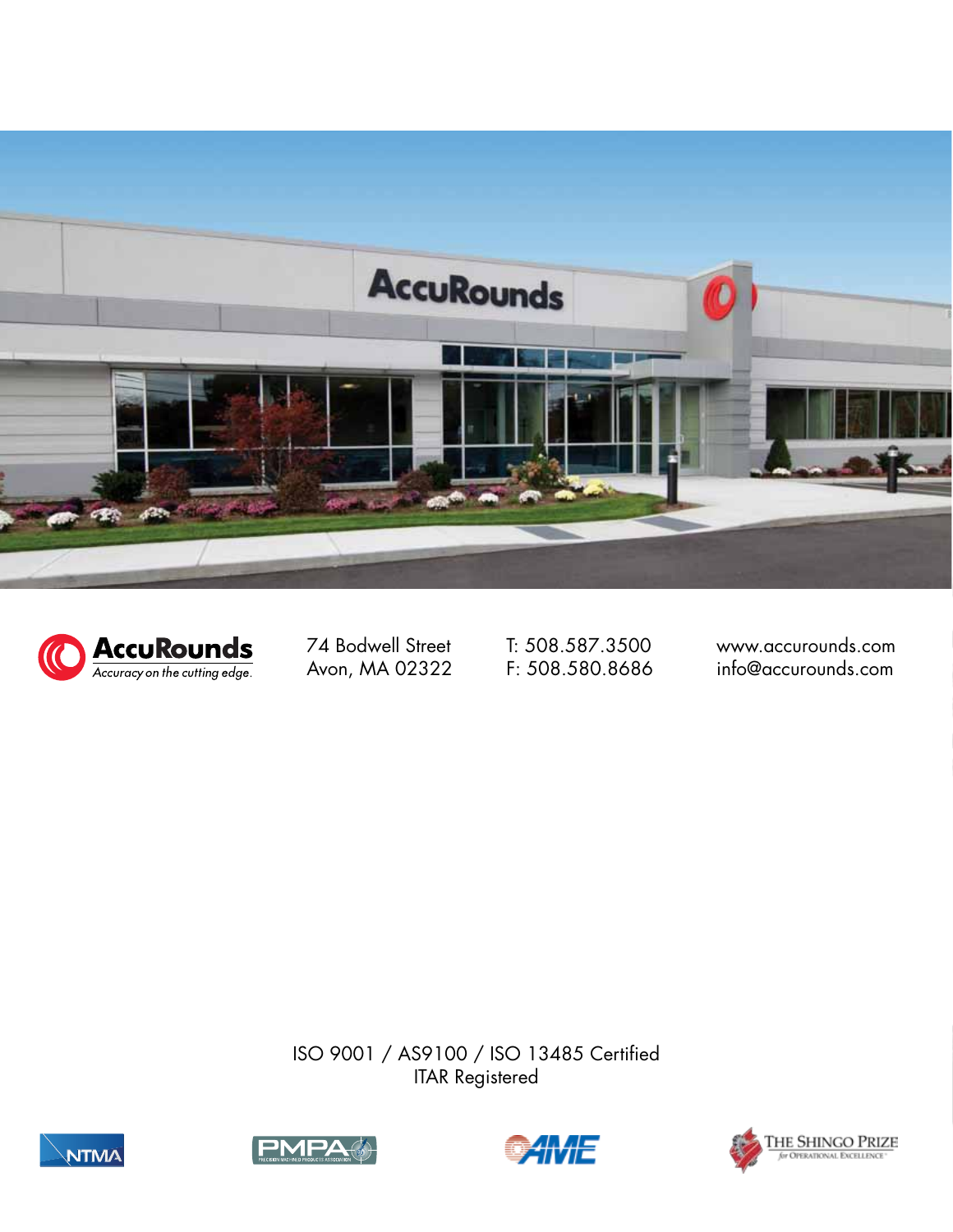AccuRounds
*Accuracy on the cutting edge.*

74 Bodwell Street
Avon, MA 02322

T: 508.587.3500
F: 508.580.8686

www.accurounds.com
info@accurounds.com

ISO 9001 / AS9100 / ISO 13485 Certified
ITAR Registered

NTMA

PMPA

AME

The Shingo Prize for Operational Excellence